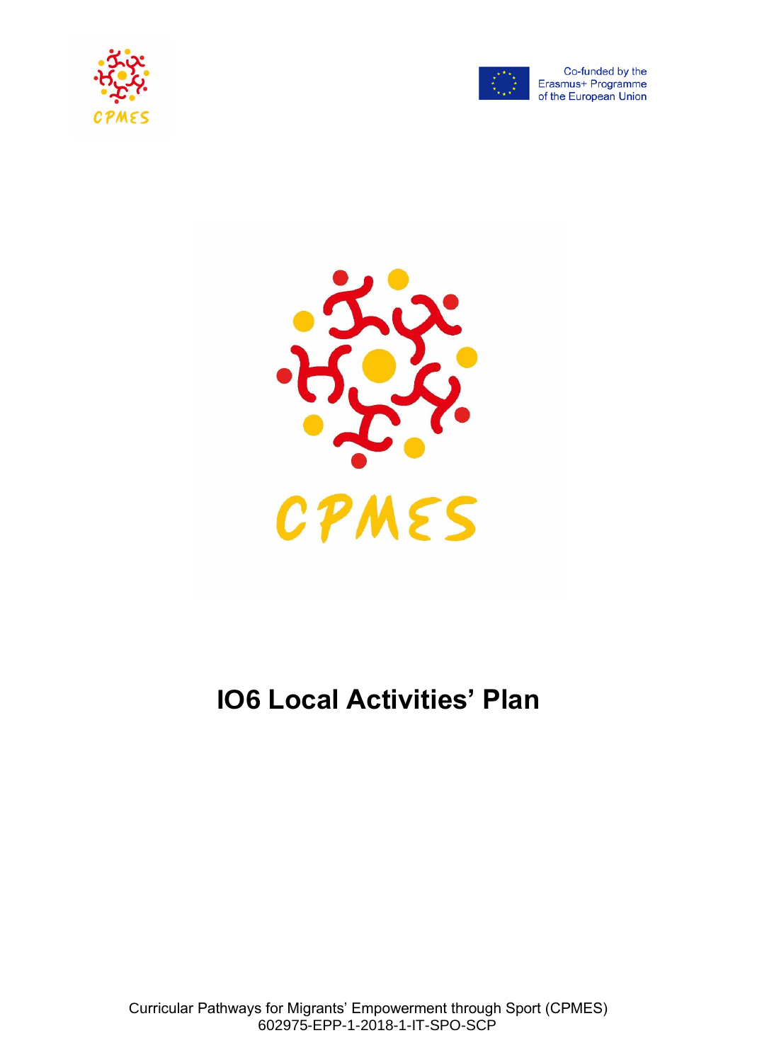Co-funded by the Erasmus+ Programme of the European Union

CPMES

# IO6 Local Activities' Plan

Curricular Pathways for Migrants' Empowerment through Sport (CPMES)
602975-EPP-1-2018-1-IT-SPO-SCP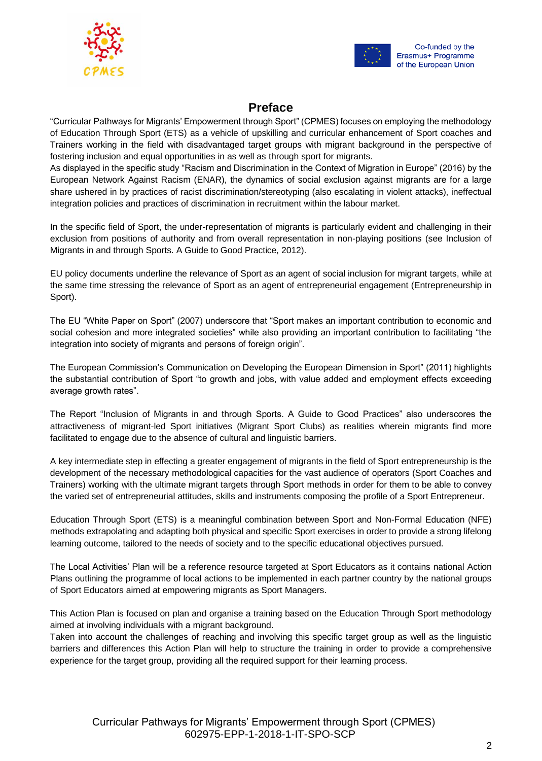## Preface

"Curricular Pathways for Migrants' Empowerment through Sport" (CPMES) focuses on employing the methodology of Education Through Sport (ETS) as a vehicle of upskilling and curricular enhancement of Sport coaches and Trainers working in the field with disadvantaged target groups with migrant background in the perspective of fostering inclusion and equal opportunities in as well as through sport for migrants.
As displayed in the specific study "Racism and Discrimination in the Context of Migration in Europe" (2016) by the European Network Against Racism (ENAR), the dynamics of social exclusion against migrants are for a large share ushered in by practices of racist discrimination/stereotyping (also escalating in violent attacks), ineffectual integration policies and practices of discrimination in recruitment within the labour market.

In the specific field of Sport, the under-representation of migrants is particularly evident and challenging in their exclusion from positions of authority and from overall representation in non-playing positions (see Inclusion of Migrants in and through Sports. A Guide to Good Practice, 2012).

EU policy documents underline the relevance of Sport as an agent of social inclusion for migrant targets, while at the same time stressing the relevance of Sport as an agent of entrepreneurial engagement (Entrepreneurship in Sport).

The EU "White Paper on Sport" (2007) underscore that "Sport makes an important contribution to economic and social cohesion and more integrated societies" while also providing an important contribution to facilitating "the integration into society of migrants and persons of foreign origin".

The European Commission's Communication on Developing the European Dimension in Sport" (2011) highlights the substantial contribution of Sport "to growth and jobs, with value added and employment effects exceeding average growth rates".

The Report "Inclusion of Migrants in and through Sports. A Guide to Good Practices" also underscores the attractiveness of migrant-led Sport initiatives (Migrant Sport Clubs) as realities wherein migrants find more facilitated to engage due to the absence of cultural and linguistic barriers.

A key intermediate step in effecting a greater engagement of migrants in the field of Sport entrepreneurship is the development of the necessary methodological capacities for the vast audience of operators (Sport Coaches and Trainers) working with the ultimate migrant targets through Sport methods in order for them to be able to convey the varied set of entrepreneurial attitudes, skills and instruments composing the profile of a Sport Entrepreneur.

Education Through Sport (ETS) is a meaningful combination between Sport and Non-Formal Education (NFE) methods extrapolating and adapting both physical and specific Sport exercises in order to provide a strong lifelong learning outcome, tailored to the needs of society and to the specific educational objectives pursued.

The Local Activities' Plan will be a reference resource targeted at Sport Educators as it contains national Action Plans outlining the programme of local actions to be implemented in each partner country by the national groups of Sport Educators aimed at empowering migrants as Sport Managers.

This Action Plan is focused on plan and organise a training based on the Education Through Sport methodology aimed at involving individuals with a migrant background.
Taken into account the challenges of reaching and involving this specific target group as well as the linguistic barriers and differences this Action Plan will help to structure the training in order to provide a comprehensive experience for the target group, providing all the required support for their learning process.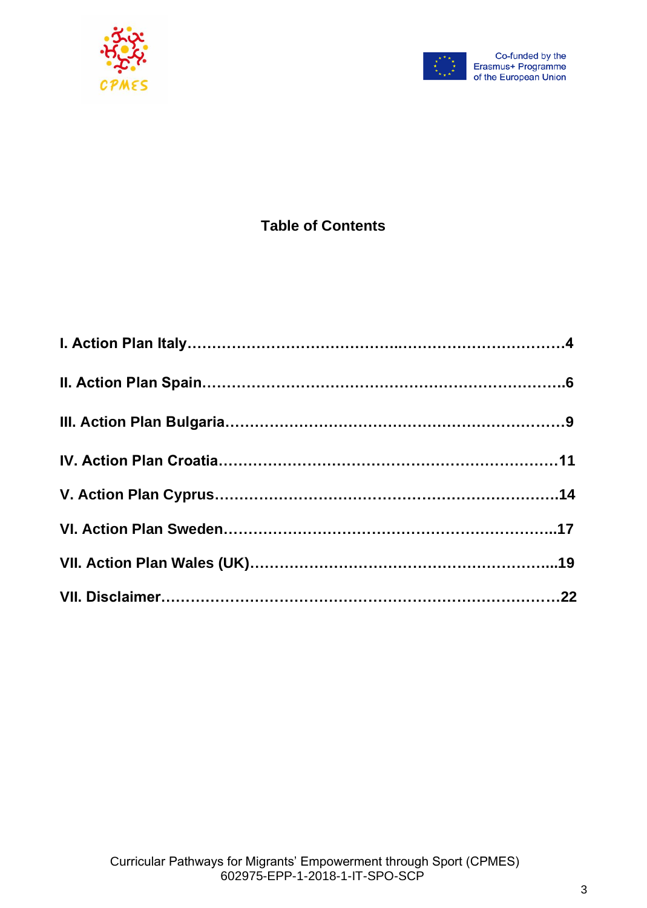## Table of Contents

**I. Action Plan Italy……………………………………..……………………………4**

**II. Action Plan Spain……………………………………………………………….6**

**III. Action Plan Bulgaria…………………………………………………………9**

**IV. Action Plan Croatia…………………………………………………………11**

**V. Action Plan Cyprus………………………………………………………….14**

**VI. Action Plan Sweden………………………………………………………..17**

**VII. Action Plan Wales (UK)…………………………………………………..19**

**VII. Disclaimer…………………………………………………………………22**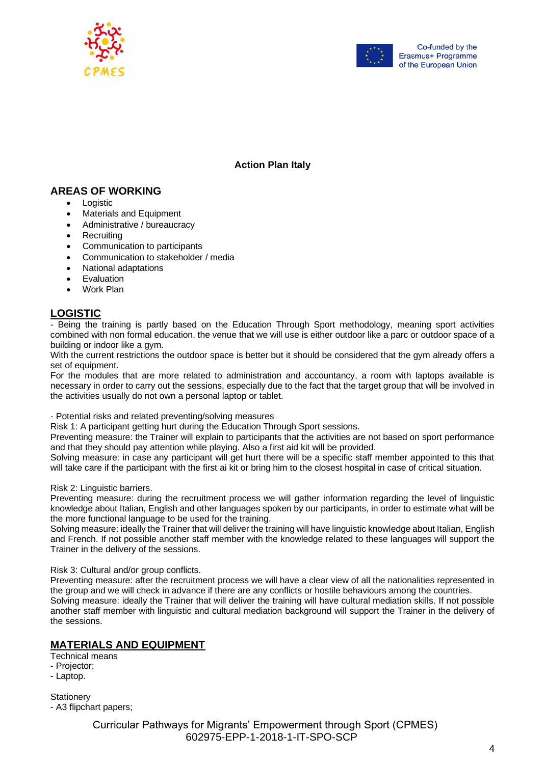**Action Plan Italy**

## AREAS OF WORKING

- Logistic
- Materials and Equipment
- Administrative / bureaucracy
- Recruiting
- Communication to participants
- Communication to stakeholder / media
- National adaptations
- Evaluation
- Work Plan

## LOGISTIC

- Being the training is partly based on the Education Through Sport methodology, meaning sport activities combined with non formal education, the venue that we will use is either outdoor like a parc or outdoor space of a building or indoor like a gym.
With the current restrictions the outdoor space is better but it should be considered that the gym already offers a set of equipment.
For the modules that are more related to administration and accountancy, a room with laptops available is necessary in order to carry out the sessions, especially due to the fact that the target group that will be involved in the activities usually do not own a personal laptop or tablet.

- Potential risks and related preventing/solving measures
Risk 1: A participant getting hurt during the Education Through Sport sessions.
Preventing measure: the Trainer will explain to participants that the activities are not based on sport performance and that they should pay attention while playing. Also a first aid kit will be provided.
Solving measure: in case any participant will get hurt there will be a specific staff member appointed to this that will take care if the participant with the first ai kit or bring him to the closest hospital in case of critical situation.

Risk 2: Linguistic barriers.
Preventing measure: during the recruitment process we will gather information regarding the level of linguistic knowledge about Italian, English and other languages spoken by our participants, in order to estimate what will be the more functional language to be used for the training.
Solving measure: ideally the Trainer that will deliver the training will have linguistic knowledge about Italian, English and French. If not possible another staff member with the knowledge related to these languages will support the Trainer in the delivery of the sessions.

Risk 3: Cultural and/or group conflicts.
Preventing measure: after the recruitment process we will have a clear view of all the nationalities represented in the group and we will check in advance if there are any conflicts or hostile behaviours among the countries.
Solving measure: ideally the Trainer that will deliver the training will have cultural mediation skills. If not possible another staff member with linguistic and cultural mediation background will support the Trainer in the delivery of the sessions.

## MATERIALS AND EQUIPMENT

Technical means
- Projector;
- Laptop.

Stationery
- A3 flipchart papers;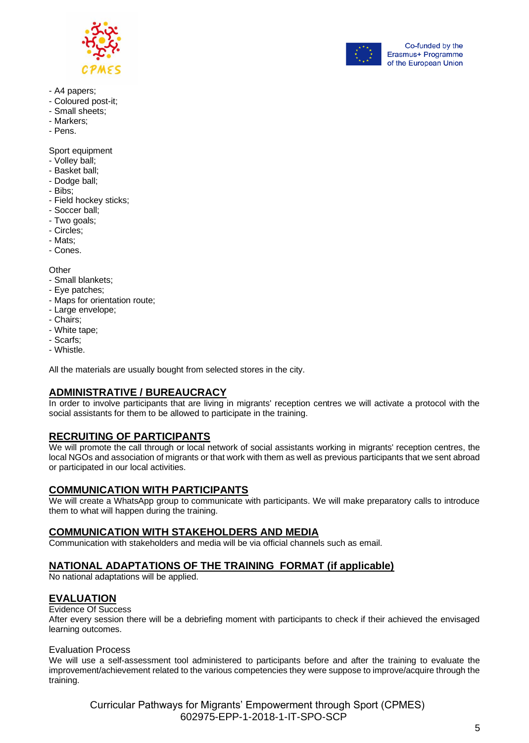- A4 papers;
- Coloured post-it;
- Small sheets;
- Markers;
- Pens.

Sport equipment
- Volley ball;
- Basket ball;
- Dodge ball;
- Bibs;
- Field hockey sticks;
- Soccer ball;
- Two goals;
- Circles;
- Mats;
- Cones.

Other
- Small blankets;
- Eye patches;
- Maps for orientation route;
- Large envelope;
- Chairs;
- White tape;
- Scarfs;
- Whistle.

All the materials are usually bought from selected stores in the city.

## ADMINISTRATIVE / BUREAUCRACY

In order to involve participants that are living in migrants' reception centres we will activate a protocol with the social assistants for them to be allowed to participate in the training.

## RECRUITING OF PARTICIPANTS

We will promote the call through or local network of social assistants working in migrants' reception centres, the local NGOs and association of migrants or that work with them as well as previous participants that we sent abroad or participated in our local activities.

## COMMUNICATION WITH PARTICIPANTS

We will create a WhatsApp group to communicate with participants. We will make preparatory calls to introduce them to what will happen during the training.

## COMMUNICATION WITH STAKEHOLDERS AND MEDIA

Communication with stakeholders and media will be via official channels such as email.

## NATIONAL ADAPTATIONS OF THE TRAINING FORMAT (if applicable)

No national adaptations will be applied.

## EVALUATION

Evidence Of Success

After every session there will be a debriefing moment with participants to check if their achieved the envisaged learning outcomes.

Evaluation Process

We will use a self-assessment tool administered to participants before and after the training to evaluate the improvement/achievement related to the various competencies they were suppose to improve/acquire through the training.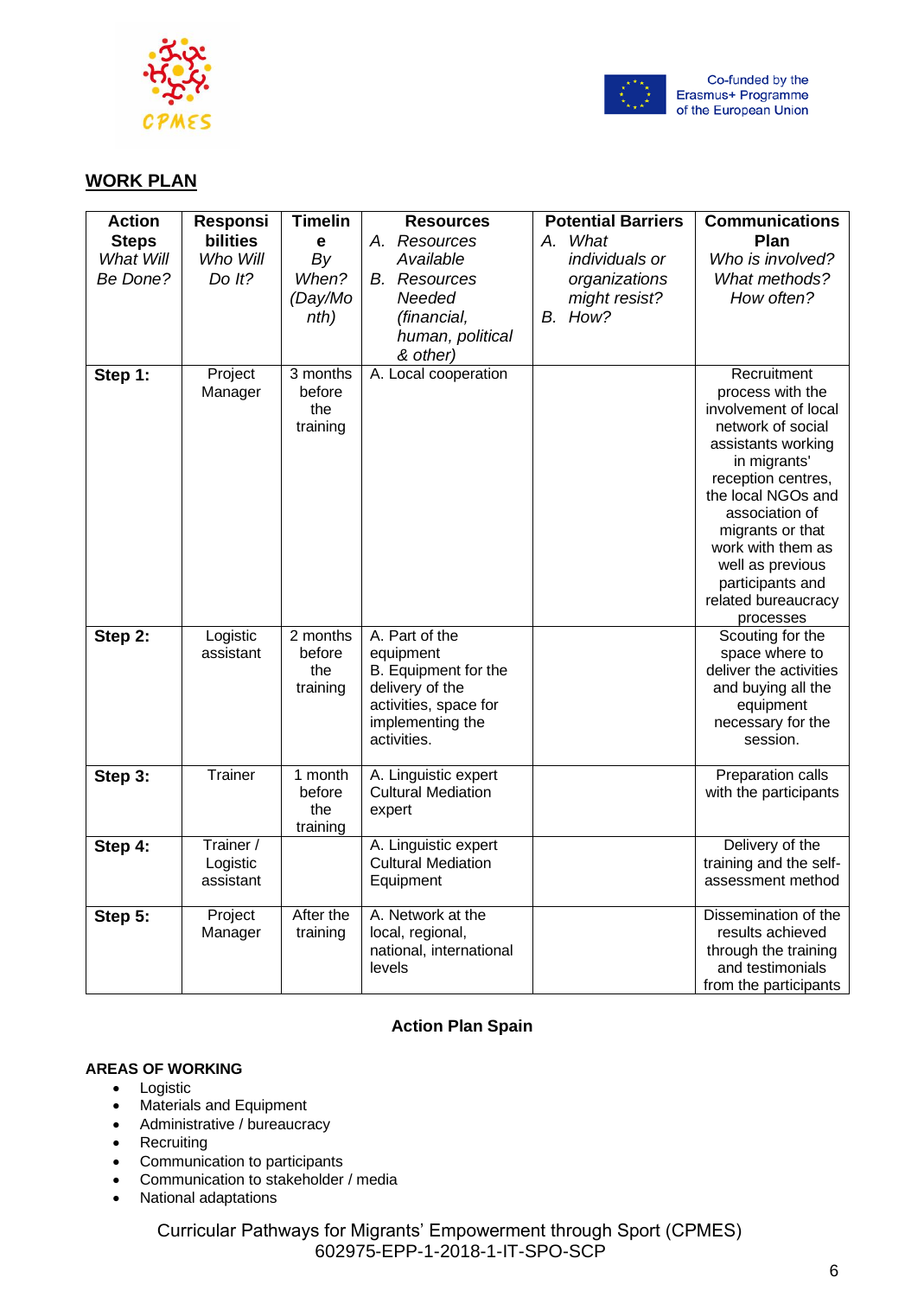## WORK PLAN

| **Action Steps** *What Will Be Done?* | **Responsibilities** *Who Will Do It?* | **Timeline** *By When? (Day/Month)* | **Resources** *A. Resources Available* *B. Resources Needed (financial, human, political & other)* | **Potential Barriers** *A. What individuals or organizations might resist?* *B. How?* | **Communications Plan** *Who is involved? What methods? How often?* |
|---|---|---|---|---|---|
| **Step 1:** | Project Manager | 3 months before the training | A. Local cooperation | | Recruitment process with the involvement of local network of social assistants working in migrants' reception centres, the local NGOs and association of migrants or that work with them as well as previous participants and related bureaucracy processes |
| **Step 2:** | Logistic assistant | 2 months before the training | A. Part of the equipment<br>B. Equipment for the delivery of the activities, space for implementing the activities. | | Scouting for the space where to deliver the activities and buying all the equipment necessary for the session. |
| **Step 3:** | Trainer | 1 month before the training | A. Linguistic expert Cultural Mediation expert | | Preparation calls with the participants |
| **Step 4:** | Trainer / Logistic assistant | | A. Linguistic expert Cultural Mediation Equipment | | Delivery of the training and the self-assessment method |
| **Step 5:** | Project Manager | After the training | A. Network at the local, regional, national, international levels | | Dissemination of the results achieved through the training and testimonials from the participants |

**Action Plan Spain**

**AREAS OF WORKING**

- Logistic
- Materials and Equipment
- Administrative / bureaucracy
- Recruiting
- Communication to participants
- Communication to stakeholder / media
- National adaptations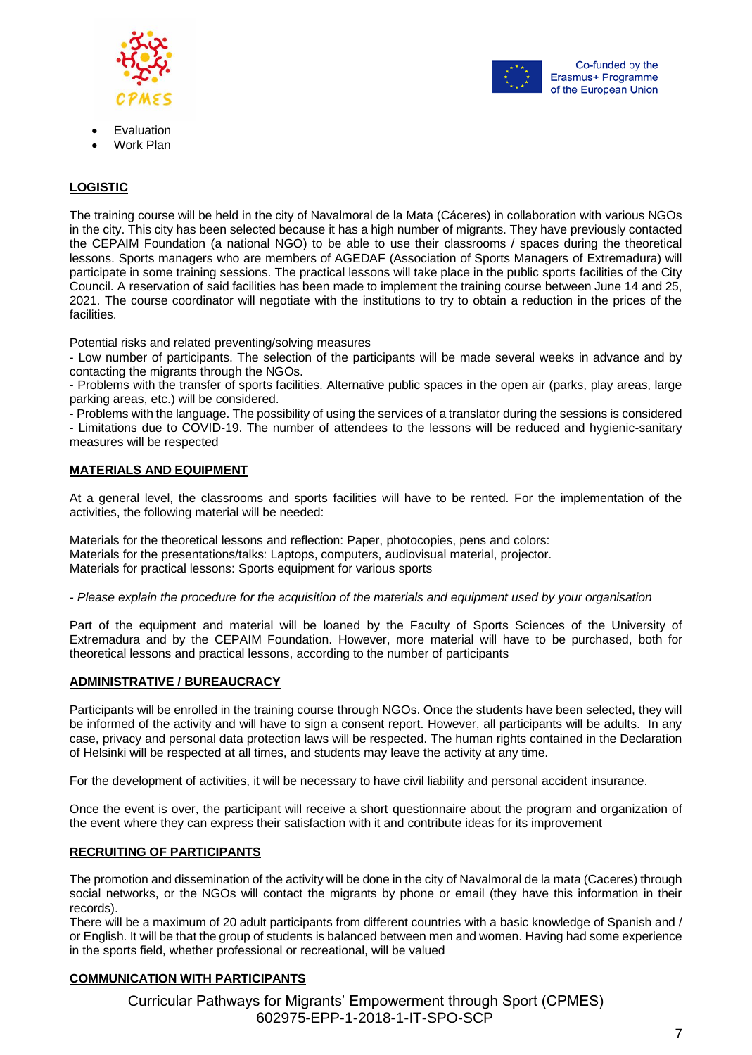- Evaluation
- Work Plan

**LOGISTIC**

The training course will be held in the city of Navalmoral de la Mata (Cáceres) in collaboration with various NGOs in the city. This city has been selected because it has a high number of migrants. They have previously contacted the CEPAIM Foundation (a national NGO) to be able to use their classrooms / spaces during the theoretical lessons. Sports managers who are members of AGEDAF (Association of Sports Managers of Extremadura) will participate in some training sessions. The practical lessons will take place in the public sports facilities of the City Council. A reservation of said facilities has been made to implement the training course between June 14 and 25, 2021. The course coordinator will negotiate with the institutions to try to obtain a reduction in the prices of the facilities.

Potential risks and related preventing/solving measures
- Low number of participants. The selection of the participants will be made several weeks in advance and by contacting the migrants through the NGOs.
- Problems with the transfer of sports facilities. Alternative public spaces in the open air (parks, play areas, large parking areas, etc.) will be considered.
- Problems with the language. The possibility of using the services of a translator during the sessions is considered
- Limitations due to COVID-19. The number of attendees to the lessons will be reduced and hygienic-sanitary measures will be respected

**MATERIALS AND EQUIPMENT**

At a general level, the classrooms and sports facilities will have to be rented. For the implementation of the activities, the following material will be needed:

Materials for the theoretical lessons and reflection: Paper, photocopies, pens and colors:
Materials for the presentations/talks: Laptops, computers, audiovisual material, projector.
Materials for practical lessons: Sports equipment for various sports

*- Please explain the procedure for the acquisition of the materials and equipment used by your organisation*

Part of the equipment and material will be loaned by the Faculty of Sports Sciences of the University of Extremadura and by the CEPAIM Foundation. However, more material will have to be purchased, both for theoretical lessons and practical lessons, according to the number of participants

**ADMINISTRATIVE / BUREAUCRACY**

Participants will be enrolled in the training course through NGOs. Once the students have been selected, they will be informed of the activity and will have to sign a consent report. However, all participants will be adults. In any case, privacy and personal data protection laws will be respected. The human rights contained in the Declaration of Helsinki will be respected at all times, and students may leave the activity at any time.

For the development of activities, it will be necessary to have civil liability and personal accident insurance.

Once the event is over, the participant will receive a short questionnaire about the program and organization of the event where they can express their satisfaction with it and contribute ideas for its improvement

**RECRUITING OF PARTICIPANTS**

The promotion and dissemination of the activity will be done in the city of Navalmoral de la mata (Caceres) through social networks, or the NGOs will contact the migrants by phone or email (they have this information in their records).
There will be a maximum of 20 adult participants from different countries with a basic knowledge of Spanish and / or English. It will be that the group of students is balanced between men and women. Having had some experience in the sports field, whether professional or recreational, will be valued

**COMMUNICATION WITH PARTICIPANTS**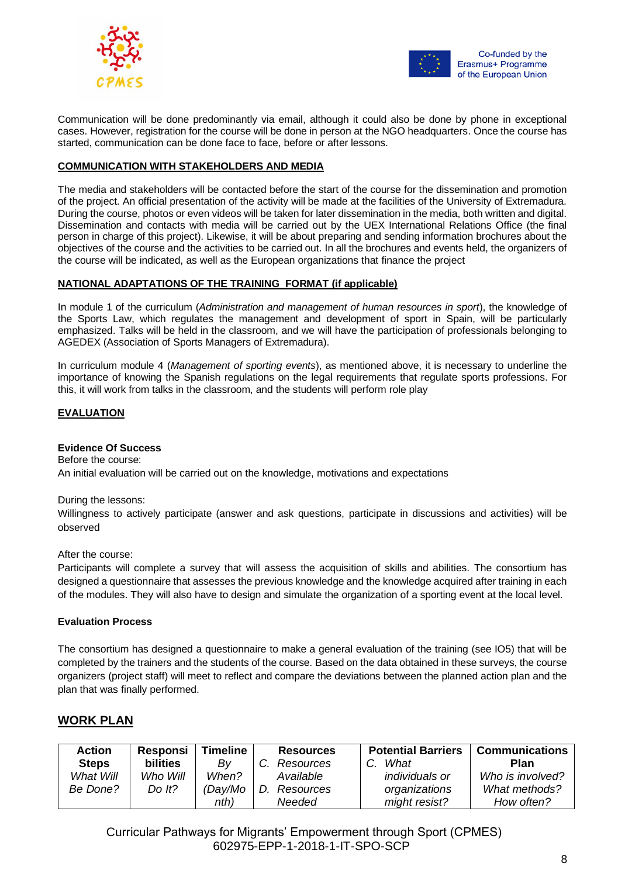Communication will be done predominantly via email, although it could also be done by phone in exceptional cases. However, registration for the course will be done in person at the NGO headquarters. Once the course has started, communication can be done face to face, before or after lessons.

**COMMUNICATION WITH STAKEHOLDERS AND MEDIA**

The media and stakeholders will be contacted before the start of the course for the dissemination and promotion of the project. An official presentation of the activity will be made at the facilities of the University of Extremadura. During the course, photos or even videos will be taken for later dissemination in the media, both written and digital. Dissemination and contacts with media will be carried out by the UEX International Relations Office (the final person in charge of this project). Likewise, it will be about preparing and sending information brochures about the objectives of the course and the activities to be carried out. In all the brochures and events held, the organizers of the course will be indicated, as well as the European organizations that finance the project

**NATIONAL ADAPTATIONS OF THE TRAINING FORMAT (if applicable)**

In module 1 of the curriculum (*Administration and management of human resources in sport*), the knowledge of the Sports Law, which regulates the management and development of sport in Spain, will be particularly emphasized. Talks will be held in the classroom, and we will have the participation of professionals belonging to AGEDEX (Association of Sports Managers of Extremadura).

In curriculum module 4 (*Management of sporting events*), as mentioned above, it is necessary to underline the importance of knowing the Spanish regulations on the legal requirements that regulate sports professions. For this, it will work from talks in the classroom, and the students will perform role play

**EVALUATION**

**Evidence Of Success**

Before the course:
An initial evaluation will be carried out on the knowledge, motivations and expectations

During the lessons:
Willingness to actively participate (answer and ask questions, participate in discussions and activities) will be observed

After the course:
Participants will complete a survey that will assess the acquisition of skills and abilities. The consortium has designed a questionnaire that assesses the previous knowledge and the knowledge acquired after training in each of the modules. They will also have to design and simulate the organization of a sporting event at the local level.

**Evaluation Process**

The consortium has designed a questionnaire to make a general evaluation of the training (see IO5) that will be completed by the trainers and the students of the course. Based on the data obtained in these surveys, the course organizers (project staff) will meet to reflect and compare the deviations between the planned action plan and the plan that was finally performed.

## WORK PLAN

| **Action Steps** *What Will Be Done?* | **Responsibilities** *Who Will Do It?* | **Timeline** *By When? (Day/Month)* | **Resources** *C. Resources Available* *D. Resources Needed* | **Potential Barriers** *C. What individuals or organizations might resist?* | **Communications Plan** *Who is involved? What methods? How often?* |
|---|---|---|---|---|---|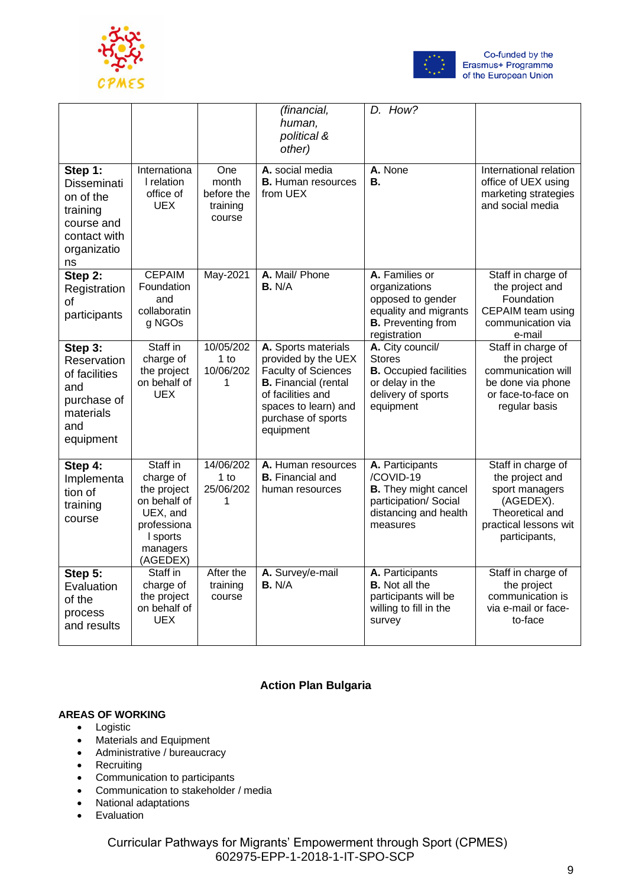| | | | *(financial, human, political & other)* | *D. How?* | |
|---|---|---|---|---|---|
| **Step 1:** Dissemination of the training course and contact with organizations | International relation office of UEX | One month before the training course | **A.** social media **B.** Human resources from UEX | **A.** None **B.** | International relation office of UEX using marketing strategies and social media |
| **Step 2:** Registration of participants | CEPAIM Foundation and collaborating NGOs | May-2021 | **A.** Mail/ Phone **B.** N/A | **A.** Families or organizations opposed to gender equality and migrants **B.** Preventing from registration | Staff in charge of the project and Foundation CEPAIM team using communication via e-mail |
| **Step 3:** Reservation of facilities and purchase of materials and equipment | Staff in charge of the project on behalf of UEX | 10/05/2021 to 10/06/2021 | **A.** Sports materials provided by the UEX Faculty of Sciences **B.** Financial (rental of facilities and spaces to learn) and purchase of sports equipment | **A.** City council/ Stores **B.** Occupied facilities or delay in the delivery of sports equipment | Staff in charge of the project communication will be done via phone or face-to-face on regular basis |
| **Step 4:** Implementation of training course | Staff in charge of the project on behalf of UEX, and professional sports managers (AGEDEX) | 14/06/2021 to 25/06/2021 | **A.** Human resources **B.** Financial and human resources | **A.** Participants /COVID-19 **B.** They might cancel participation/ Social distancing and health measures | Staff in charge of the project and sport managers (AGEDEX). Theoretical and practical lessons wit participants, |
| **Step 5:** Evaluation of the process and results | Staff in charge of the project on behalf of UEX | After the training course | **A.** Survey/e-mail **B.** N/A | **A.** Participants **B.** Not all the participants will be willing to fill in the survey | Staff in charge of the project communication is via e-mail or face-to-face |

## Action Plan Bulgaria

**AREAS OF WORKING**

- Logistic
- Materials and Equipment
- Administrative / bureaucracy
- Recruiting
- Communication to participants
- Communication to stakeholder / media
- National adaptations
- Evaluation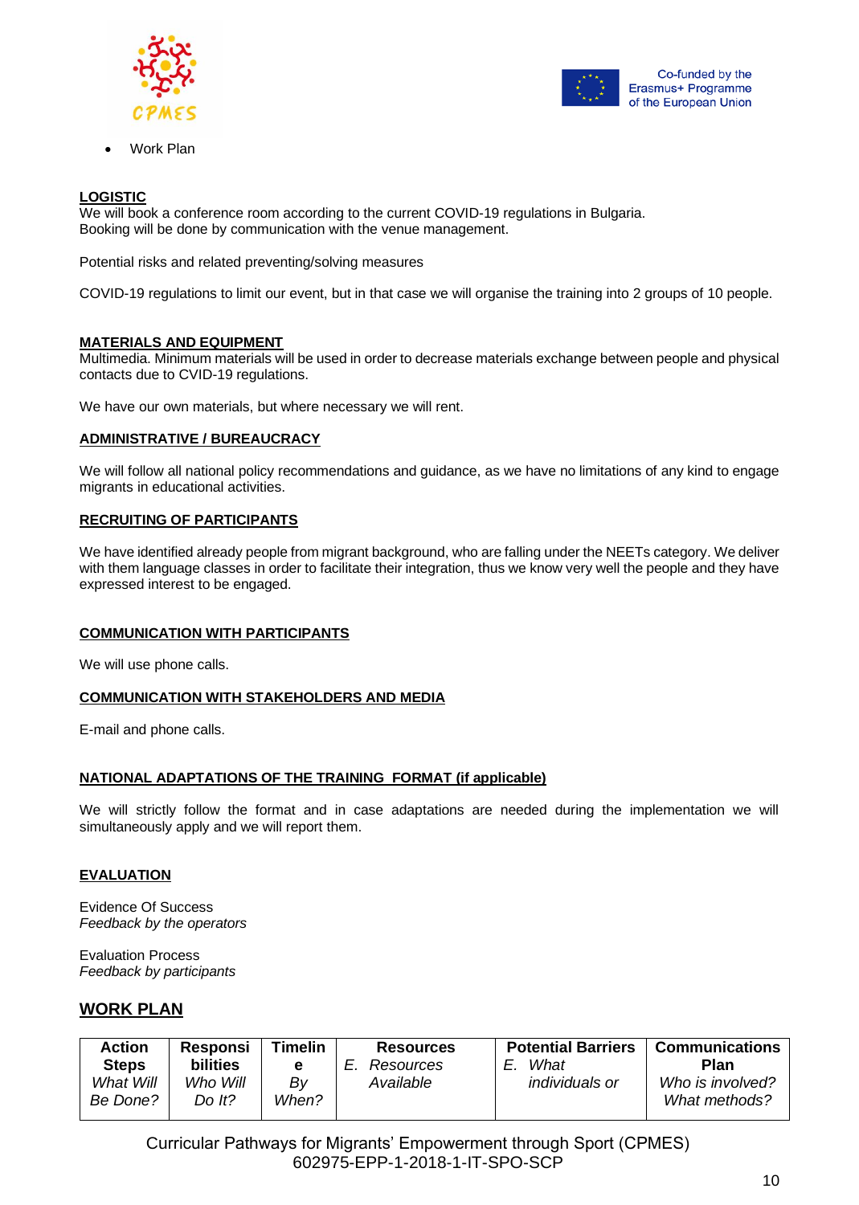- Work Plan

**LOGISTIC**

We will book a conference room according to the current COVID-19 regulations in Bulgaria.
Booking will be done by communication with the venue management.

Potential risks and related preventing/solving measures

COVID-19 regulations to limit our event, but in that case we will organise the training into 2 groups of 10 people.

**MATERIALS AND EQUIPMENT**

Multimedia. Minimum materials will be used in order to decrease materials exchange between people and physical contacts due to CVID-19 regulations.

We have our own materials, but where necessary we will rent.

**ADMINISTRATIVE / BUREAUCRACY**

We will follow all national policy recommendations and guidance, as we have no limitations of any kind to engage migrants in educational activities.

**RECRUITING OF PARTICIPANTS**

We have identified already people from migrant background, who are falling under the NEETs category. We deliver with them language classes in order to facilitate their integration, thus we know very well the people and they have expressed interest to be engaged.

**COMMUNICATION WITH PARTICIPANTS**

We will use phone calls.

**COMMUNICATION WITH STAKEHOLDERS AND MEDIA**

E-mail and phone calls.

**NATIONAL ADAPTATIONS OF THE TRAINING FORMAT (if applicable)**

We will strictly follow the format and in case adaptations are needed during the implementation we will simultaneously apply and we will report them.

**EVALUATION**

Evidence Of Success
*Feedback by the operators*

Evaluation Process
*Feedback by participants*

## WORK PLAN

| **Action Steps** *What Will Be Done?* | **Responsibilities** *Who Will Do It?* | **Timeline** *By When?* | **Resources** E. *Resources Available* | **Potential Barriers** E. *What individuals or* | **Communications Plan** *Who is involved? What methods?* |
|---|---|---|---|---|---|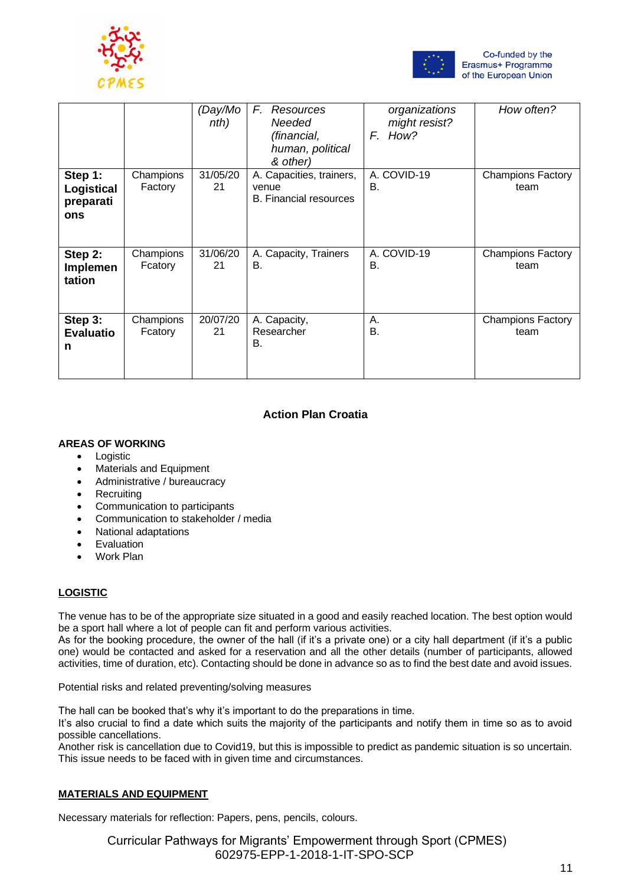| | | (Day/Month) | F. Resources Needed (financial, human, political & other) | organizations might resist? F. How? | How often? |
|---|---|---|---|---|---|
| **Step 1: Logistical preparations** | Champions Factory | 31/05/2021 | A. Capacities, trainers, venue<br>B. Financial resources | A. COVID-19<br>B. | Champions Factory team |
| **Step 2: Implementation** | Champions Fcatory | 31/06/2021 | A. Capacity, Trainers<br>B. | A. COVID-19<br>B. | Champions Factory team |
| **Step 3: Evaluation** | Champions Fcatory | 20/07/2021 | A. Capacity, Researcher<br>B. | A.<br>B. | Champions Factory team |

## Action Plan Croatia

**AREAS OF WORKING**

- Logistic
- Materials and Equipment
- Administrative / bureaucracy
- Recruiting
- Communication to participants
- Communication to stakeholder / media
- National adaptations
- Evaluation
- Work Plan

### LOGISTIC

The venue has to be of the appropriate size situated in a good and easily reached location. The best option would be a sport hall where a lot of people can fit and perform various activities.
As for the booking procedure, the owner of the hall (if it's a private one) or a city hall department (if it's a public one) would be contacted and asked for a reservation and all the other details (number of participants, allowed activities, time of duration, etc). Contacting should be done in advance so as to find the best date and avoid issues.

Potential risks and related preventing/solving measures

The hall can be booked that's why it's important to do the preparations in time.
It's also crucial to find a date which suits the majority of the participants and notify them in time so as to avoid possible cancellations.
Another risk is cancellation due to Covid19, but this is impossible to predict as pandemic situation is so uncertain. This issue needs to be faced with in given time and circumstances.

### MATERIALS AND EQUIPMENT

Necessary materials for reflection: Papers, pens, pencils, colours.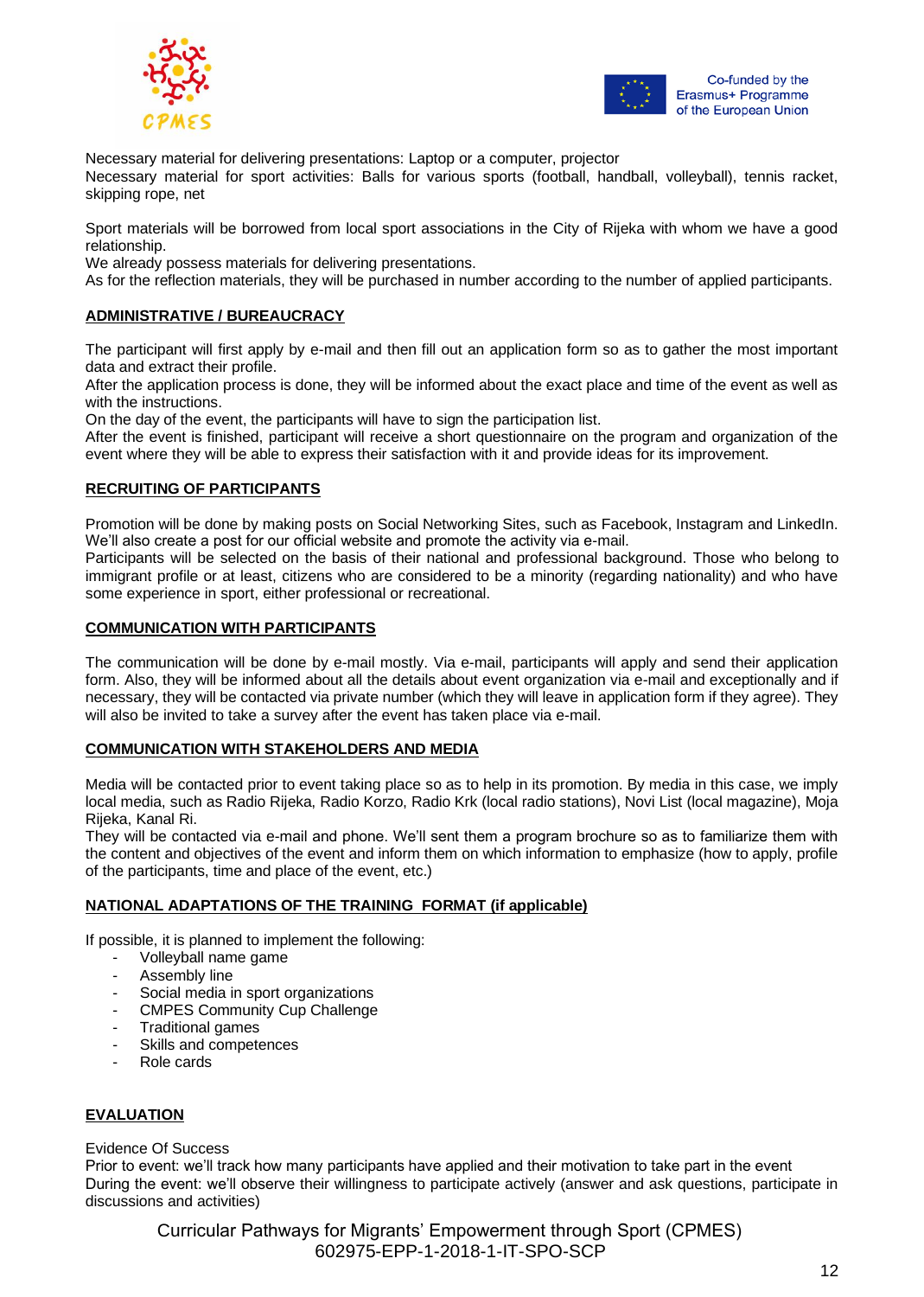Necessary material for delivering presentations: Laptop or a computer, projector
Necessary material for sport activities: Balls for various sports (football, handball, volleyball), tennis racket, skipping rope, net

Sport materials will be borrowed from local sport associations in the City of Rijeka with whom we have a good relationship.
We already possess materials for delivering presentations.
As for the reflection materials, they will be purchased in number according to the number of applied participants.

## ADMINISTRATIVE / BUREAUCRACY

The participant will first apply by e-mail and then fill out an application form so as to gather the most important data and extract their profile.
After the application process is done, they will be informed about the exact place and time of the event as well as with the instructions.
On the day of the event, the participants will have to sign the participation list.
After the event is finished, participant will receive a short questionnaire on the program and organization of the event where they will be able to express their satisfaction with it and provide ideas for its improvement.

## RECRUITING OF PARTICIPANTS

Promotion will be done by making posts on Social Networking Sites, such as Facebook, Instagram and LinkedIn. We'll also create a post for our official website and promote the activity via e-mail.
Participants will be selected on the basis of their national and professional background. Those who belong to immigrant profile or at least, citizens who are considered to be a minority (regarding nationality) and who have some experience in sport, either professional or recreational.

## COMMUNICATION WITH PARTICIPANTS

The communication will be done by e-mail mostly. Via e-mail, participants will apply and send their application form. Also, they will be informed about all the details about event organization via e-mail and exceptionally and if necessary, they will be contacted via private number (which they will leave in application form if they agree). They will also be invited to take a survey after the event has taken place via e-mail.

## COMMUNICATION WITH STAKEHOLDERS AND MEDIA

Media will be contacted prior to event taking place so as to help in its promotion. By media in this case, we imply local media, such as Radio Rijeka, Radio Korzo, Radio Krk (local radio stations), Novi List (local magazine), Moja Rijeka, Kanal Ri.
They will be contacted via e-mail and phone. We'll sent them a program brochure so as to familiarize them with the content and objectives of the event and inform them on which information to emphasize (how to apply, profile of the participants, time and place of the event, etc.)

## NATIONAL ADAPTATIONS OF THE TRAINING FORMAT (if applicable)

If possible, it is planned to implement the following:

- Volleyball name game
- Assembly line
- Social media in sport organizations
- CMPES Community Cup Challenge
- Traditional games
- Skills and competences
- Role cards

## EVALUATION

Evidence Of Success
Prior to event: we'll track how many participants have applied and their motivation to take part in the event
During the event: we'll observe their willingness to participate actively (answer and ask questions, participate in discussions and activities)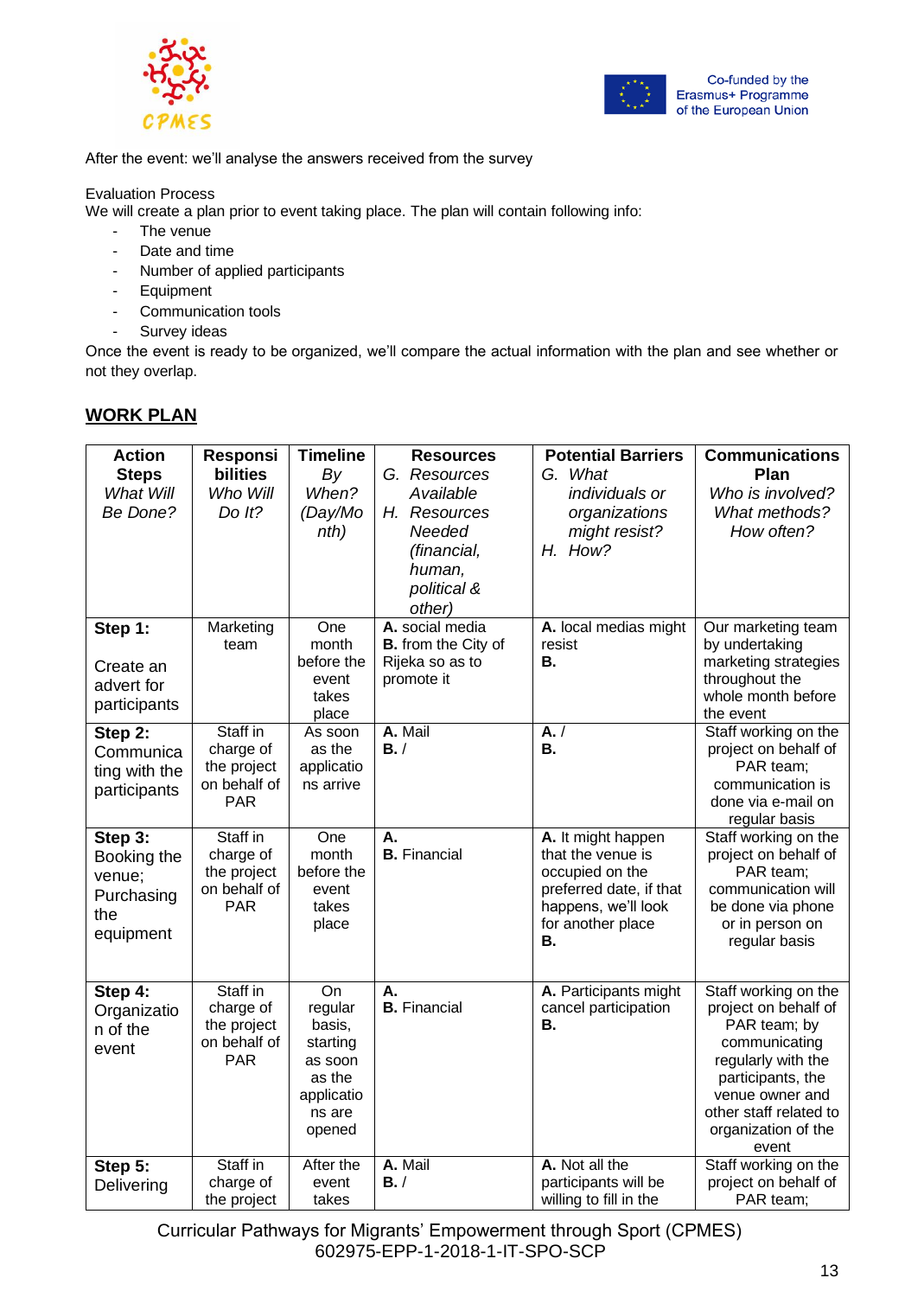After the event: we'll analyse the answers received from the survey

Evaluation Process
We will create a plan prior to event taking place. The plan will contain following info:

- The venue
- Date and time
- Number of applied participants
- Equipment
- Communication tools
- Survey ideas

Once the event is ready to be organized, we'll compare the actual information with the plan and see whether or not they overlap.

## WORK PLAN

| **Action Steps** *What Will Be Done?* | **Responsibilities** *Who Will Do It?* | **Timeline** *By When? (Day/Month)* | **Resources** *G. Resources Available* *H. Resources Needed (financial, human, political & other)* | **Potential Barriers** *G. What individuals or organizations might resist?* *H. How?* | **Communications Plan** *Who is involved? What methods? How often?* |
|---|---|---|---|---|---|
| **Step 1:** Create an advert for participants | Marketing team | One month before the event takes place | **A.** social media **B.** from the City of Rijeka so as to promote it | **A.** local medias might resist **B.** | Our marketing team by undertaking marketing strategies throughout the whole month before the event |
| **Step 2:** Communicating with the participants | Staff in charge of the project on behalf of PAR | As soon as the applications arrive | **A.** Mail **B.** / | **A.** / **B.** | Staff working on the project on behalf of PAR team; communication is done via e-mail on regular basis |
| **Step 3:** Booking the venue; Purchasing the equipment | Staff in charge of the project on behalf of PAR | One month before the event takes place | **A.** **B.** Financial | **A.** It might happen that the venue is occupied on the preferred date, if that happens, we'll look for another place **B.** | Staff working on the project on behalf of PAR team; communication will be done via phone or in person on regular basis |
| **Step 4:** Organization of the event | Staff in charge of the project on behalf of PAR | On regular basis, starting as soon as the applications are opened | **A.** **B.** Financial | **A.** Participants might cancel participation **B.** | Staff working on the project on behalf of PAR team; by communicating regularly with the participants, the venue owner and other staff related to organization of the event |
| **Step 5:** Delivering | Staff in charge of the project | After the event takes | **A.** Mail **B.** / | **A.** Not all the participants will be willing to fill in the | Staff working on the project on behalf of PAR team; |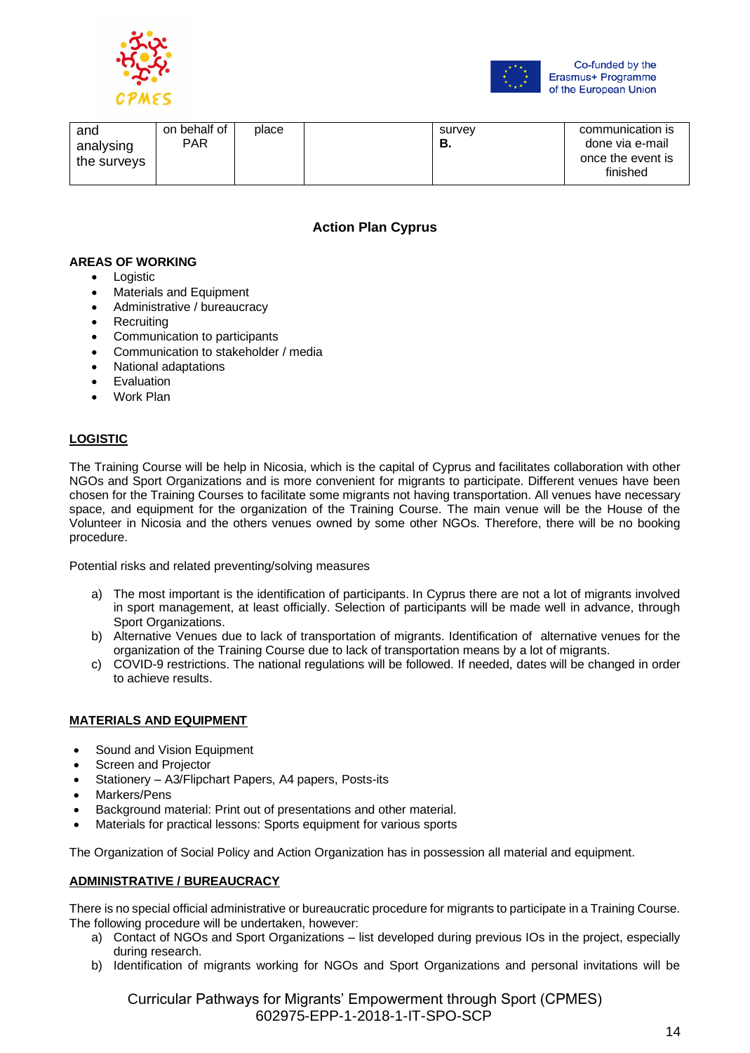| and analysing the surveys | on behalf of PAR | place | | survey **B.** | communication is done via e-mail once the event is finished |
|---|---|---|---|---|---|

**Action Plan Cyprus**

**AREAS OF WORKING**

- Logistic
- Materials and Equipment
- Administrative / bureaucracy
- Recruiting
- Communication to participants
- Communication to stakeholder / media
- National adaptations
- Evaluation
- Work Plan

**LOGISTIC**

The Training Course will be help in Nicosia, which is the capital of Cyprus and facilitates collaboration with other NGOs and Sport Organizations and is more convenient for migrants to participate. Different venues have been chosen for the Training Courses to facilitate some migrants not having transportation. All venues have necessary space, and equipment for the organization of the Training Course. The main venue will be the House of the Volunteer in Nicosia and the others venues owned by some other NGOs. Therefore, there will be no booking procedure.

Potential risks and related preventing/solving measures

a) The most important is the identification of participants. In Cyprus there are not a lot of migrants involved in sport management, at least officially. Selection of participants will be made well in advance, through Sport Organizations.
b) Alternative Venues due to lack of transportation of migrants. Identification of alternative venues for the organization of the Training Course due to lack of transportation means by a lot of migrants.
c) COVID-9 restrictions. The national regulations will be followed. If needed, dates will be changed in order to achieve results.

**MATERIALS AND EQUIPMENT**

- Sound and Vision Equipment
- Screen and Projector
- Stationery – A3/Flipchart Papers, A4 papers, Posts-its
- Markers/Pens
- Background material: Print out of presentations and other material.
- Materials for practical lessons: Sports equipment for various sports

The Organization of Social Policy and Action Organization has in possession all material and equipment.

**ADMINISTRATIVE / BUREAUCRACY**

There is no special official administrative or bureaucratic procedure for migrants to participate in a Training Course. The following procedure will be undertaken, however:

a) Contact of NGOs and Sport Organizations – list developed during previous IOs in the project, especially during research.
b) Identification of migrants working for NGOs and Sport Organizations and personal invitations will be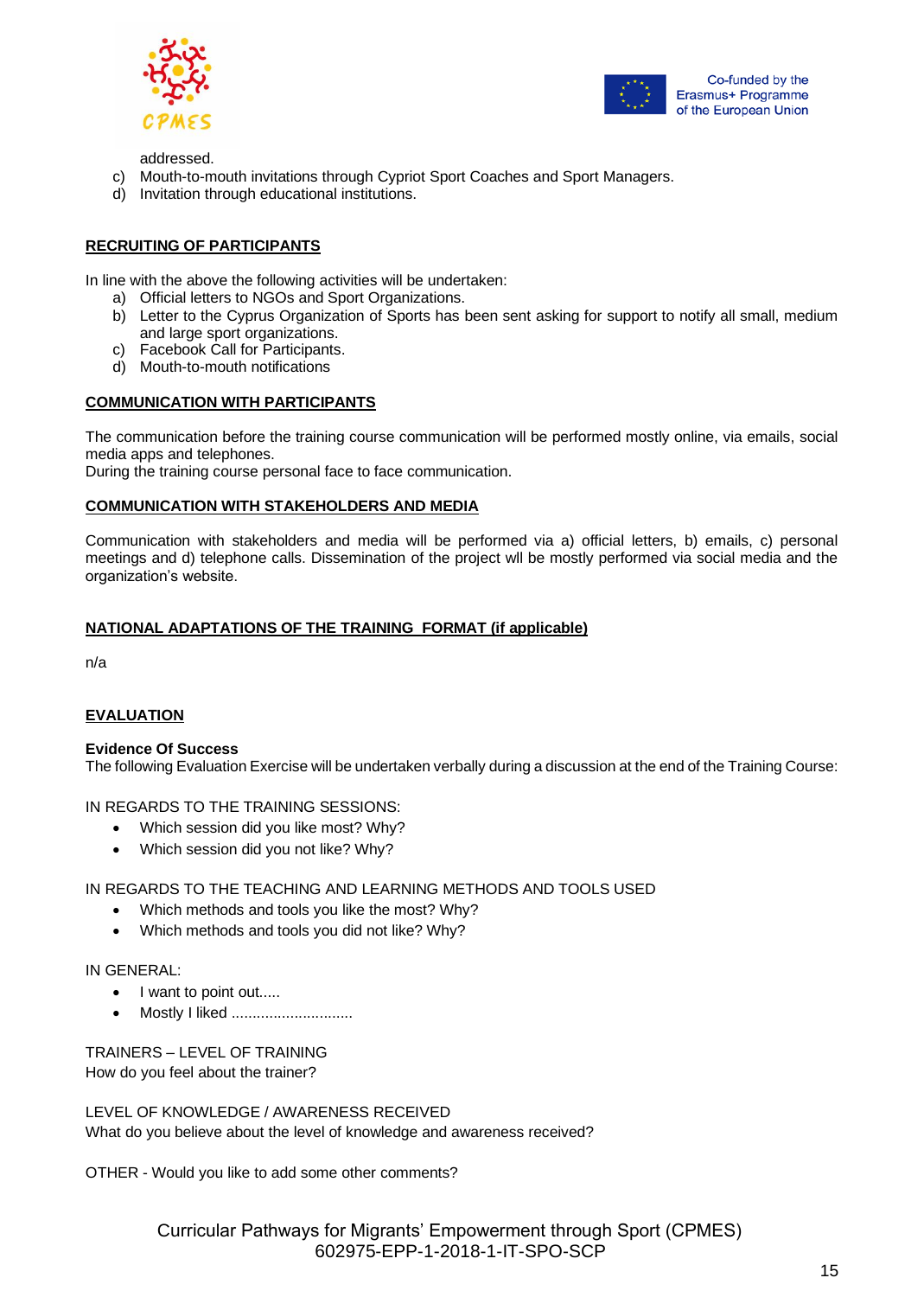addressed.

c) Mouth-to-mouth invitations through Cypriot Sport Coaches and Sport Managers.
d) Invitation through educational institutions.

## RECRUITING OF PARTICIPANTS

In line with the above the following activities will be undertaken:

a) Official letters to NGOs and Sport Organizations.
b) Letter to the Cyprus Organization of Sports has been sent asking for support to notify all small, medium and large sport organizations.
c) Facebook Call for Participants.
d) Mouth-to-mouth notifications

## COMMUNICATION WITH PARTICIPANTS

The communication before the training course communication will be performed mostly online, via emails, social media apps and telephones.
During the training course personal face to face communication.

## COMMUNICATION WITH STAKEHOLDERS AND MEDIA

Communication with stakeholders and media will be performed via a) official letters, b) emails, c) personal meetings and d) telephone calls. Dissemination of the project wll be mostly performed via social media and the organization's website.

## NATIONAL ADAPTATIONS OF THE TRAINING FORMAT (if applicable)

n/a

## EVALUATION

**Evidence Of Success**
The following Evaluation Exercise will be undertaken verbally during a discussion at the end of the Training Course:

IN REGARDS TO THE TRAINING SESSIONS:

- Which session did you like most? Why?
- Which session did you not like? Why?

IN REGARDS TO THE TEACHING AND LEARNING METHODS AND TOOLS USED

- Which methods and tools you like the most? Why?
- Which methods and tools you did not like? Why?

IN GENERAL:

- I want to point out.....
- Mostly I liked .............................

TRAINERS – LEVEL OF TRAINING
How do you feel about the trainer?

LEVEL OF KNOWLEDGE / AWARENESS RECEIVED
What do you believe about the level of knowledge and awareness received?

OTHER - Would you like to add some other comments?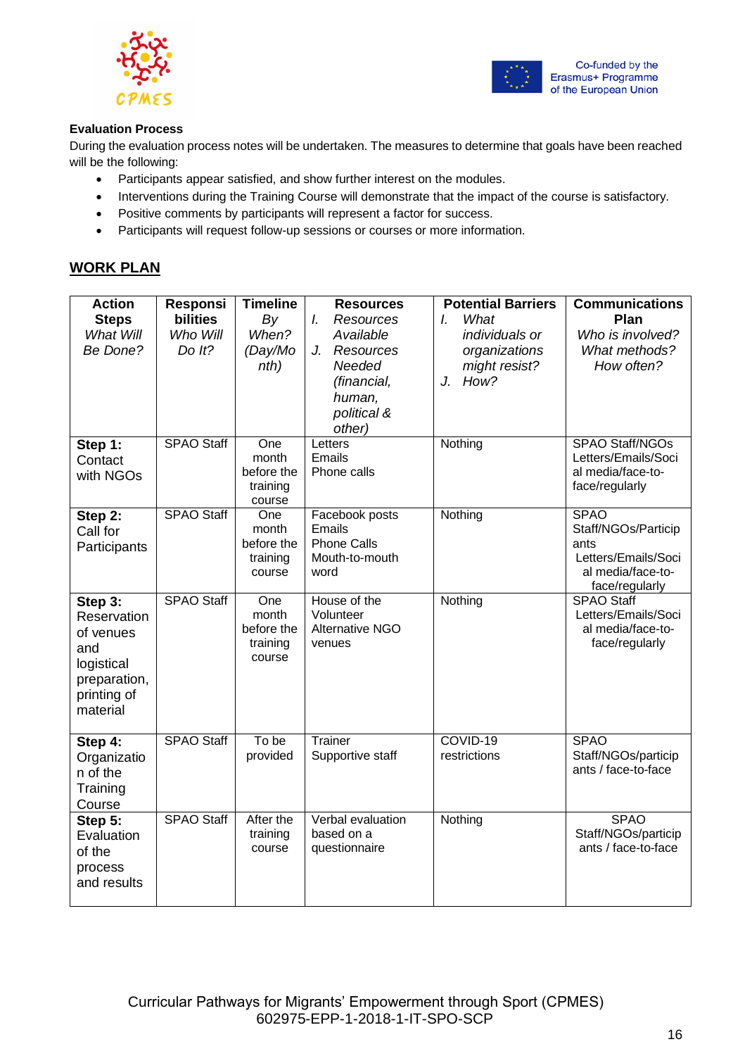**Evaluation Process**

During the evaluation process notes will be undertaken. The measures to determine that goals have been reached will be the following:

- Participants appear satisfied, and show further interest on the modules.
- Interventions during the Training Course will demonstrate that the impact of the course is satisfactory.
- Positive comments by participants will represent a factor for success.
- Participants will request follow-up sessions or courses or more information.

## WORK PLAN

| **Action Steps** *What Will Be Done?* | **Responsibilities** *Who Will Do It?* | **Timeline** *By When? (Day/Month)* | **Resources** *I. Resources Available* *J. Resources Needed (financial, human, political & other)* | **Potential Barriers** *I. What individuals or organizations might resist?* *J. How?* | **Communications Plan** *Who is involved? What methods? How often?* |
|---|---|---|---|---|---|
| **Step 1:** Contact with NGOs | SPAO Staff | One month before the training course | Letters Emails Phone calls | Nothing | SPAO Staff/NGOs Letters/Emails/Social media/face-to-face/regularly |
| **Step 2:** Call for Participants | SPAO Staff | One month before the training course | Facebook posts Emails Phone Calls Mouth-to-mouth word | Nothing | SPAO Staff/NGOs/Participants Letters/Emails/Social media/face-to-face/regularly |
| **Step 3:** Reservation of venues and logistical preparation, printing of material | SPAO Staff | One month before the training course | House of the Volunteer Alternative NGO venues | Nothing | SPAO Staff Letters/Emails/Social media/face-to-face/regularly |
| **Step 4:** Organization of the Training Course | SPAO Staff | To be provided | Trainer Supportive staff | COVID-19 restrictions | SPAO Staff/NGOs/participants / face-to-face |
| **Step 5:** Evaluation of the process and results | SPAO Staff | After the training course | Verbal evaluation based on a questionnaire | Nothing | SPAO Staff/NGOs/participants / face-to-face |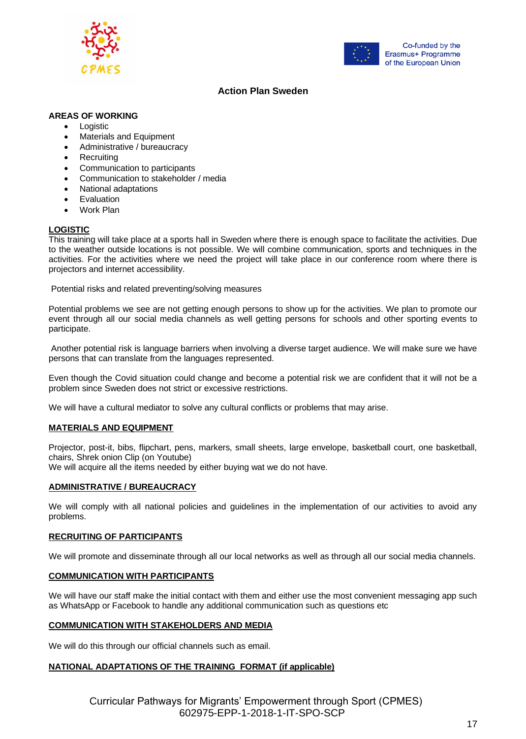## Action Plan Sweden

**AREAS OF WORKING**

- Logistic
- Materials and Equipment
- Administrative / bureaucracy
- Recruiting
- Communication to participants
- Communication to stakeholder / media
- National adaptations
- Evaluation
- Work Plan

**LOGISTIC**

This training will take place at a sports hall in Sweden where there is enough space to facilitate the activities. Due to the weather outside locations is not possible. We will combine communication, sports and techniques in the activities. For the activities where we need the project will take place in our conference room where there is projectors and internet accessibility.

Potential risks and related preventing/solving measures

Potential problems we see are not getting enough persons to show up for the activities. We plan to promote our event through all our social media channels as well getting persons for schools and other sporting events to participate.

Another potential risk is language barriers when involving a diverse target audience. We will make sure we have persons that can translate from the languages represented.

Even though the Covid situation could change and become a potential risk we are confident that it will not be a problem since Sweden does not strict or excessive restrictions.

We will have a cultural mediator to solve any cultural conflicts or problems that may arise.

**MATERIALS AND EQUIPMENT**

Projector, post-it, bibs, flipchart, pens, markers, small sheets, large envelope, basketball court, one basketball, chairs, Shrek onion Clip (on Youtube)
We will acquire all the items needed by either buying wat we do not have.

**ADMINISTRATIVE / BUREAUCRACY**

We will comply with all national policies and guidelines in the implementation of our activities to avoid any problems.

**RECRUITING OF PARTICIPANTS**

We will promote and disseminate through all our local networks as well as through all our social media channels.

**COMMUNICATION WITH PARTICIPANTS**

We will have our staff make the initial contact with them and either use the most convenient messaging app such as WhatsApp or Facebook to handle any additional communication such as questions etc

**COMMUNICATION WITH STAKEHOLDERS AND MEDIA**

We will do this through our official channels such as email.

**NATIONAL ADAPTATIONS OF THE TRAINING FORMAT (if applicable)**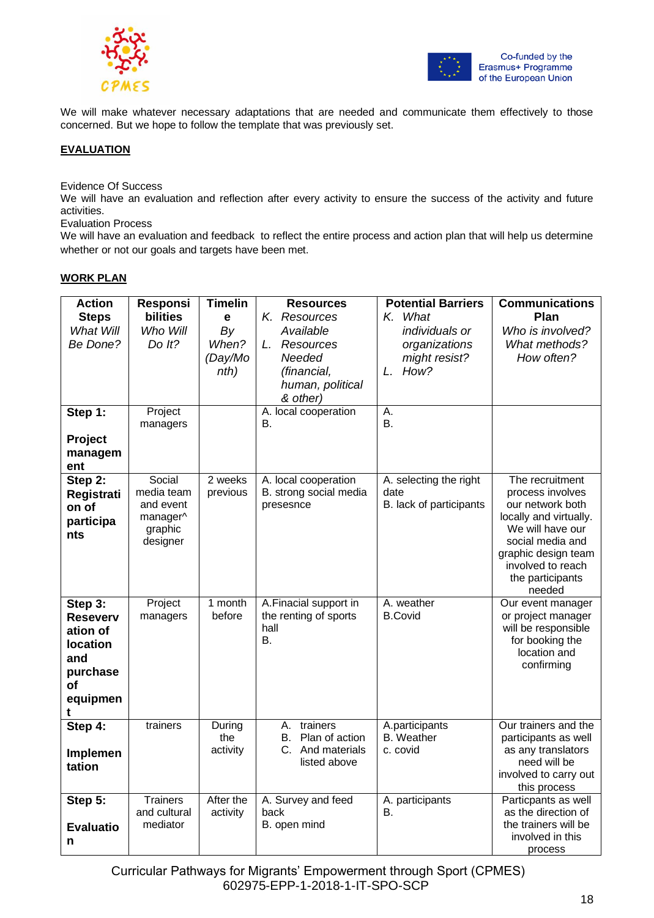We will make whatever necessary adaptations that are needed and communicate them effectively to those concerned. But we hope to follow the template that was previously set.

**EVALUATION**

Evidence Of Success
We will have an evaluation and reflection after every activity to ensure the success of the activity and future activities.
Evaluation Process
We will have an evaluation and feedback to reflect the entire process and action plan that will help us determine whether or not our goals and targets have been met.

**WORK PLAN**

| **Action Steps** *What Will Be Done?* | **Responsibilities** *Who Will Do It?* | **Timeline** *By When? (Day/Month)* | **Resources** *K. Resources Available L. Resources Needed (financial, human, political & other)* | **Potential Barriers** *K. What individuals or organizations might resist? L. How?* | **Communications Plan** *Who is involved? What methods? How often?* |
|---|---|---|---|---|---|
| **Step 1: Project management** | Project managers | | A. local cooperation<br>B. | A.<br>B. | |
| **Step 2: Registration of participants** | Social media team and event manager^ graphic designer | 2 weeks previous | A. local cooperation<br>B. strong social media presesnce | A. selecting the right date<br>B. lack of participants | The recruitment process involves our network both locally and virtually. We will have our social media and graphic design team involved to reach the participants needed |
| **Step 3: Reseverv ation of location and purchase of equipment** | Project managers | 1 month before | A.Finacial support in the renting of sports hall<br>B. | A. weather<br>B.Covid | Our event manager or project manager will be responsible for booking the location and confirming |
| **Step 4: Implementation** | trainers | During the activity | A. trainers<br>B. Plan of action<br>C. And materials listed above | A.participants<br>B. Weather<br>c. covid | Our trainers and the participants as well as any translators need will be involved to carry out this process |
| **Step 5: Evaluation** | Trainers and cultural mediator | After the activity | A. Survey and feed back<br>B. open mind | A. participants<br>B. | Particpants as well as the direction of the trainers will be involved in this process |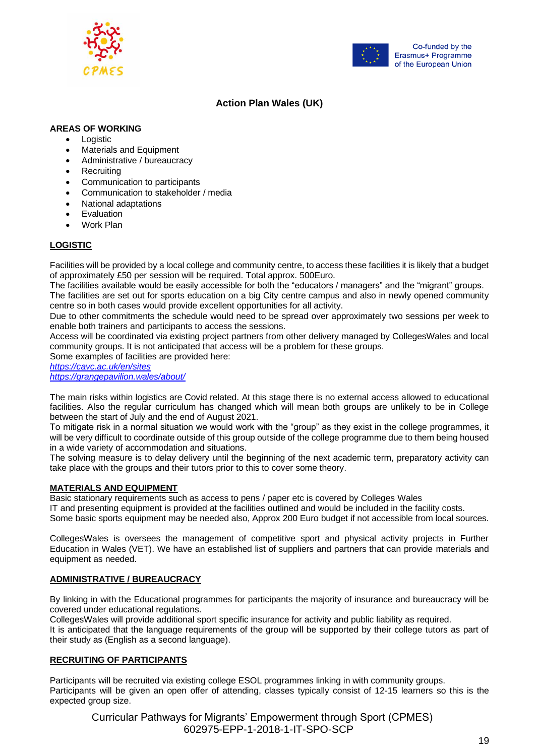# Action Plan Wales (UK)

**AREAS OF WORKING**

- Logistic
- Materials and Equipment
- Administrative / bureaucracy
- Recruiting
- Communication to participants
- Communication to stakeholder / media
- National adaptations
- Evaluation
- Work Plan

## LOGISTIC

Facilities will be provided by a local college and community centre, to access these facilities it is likely that a budget of approximately £50 per session will be required. Total approx. 500Euro.
The facilities available would be easily accessible for both the "educators / managers" and the "migrant" groups.
The facilities are set out for sports education on a big City centre campus and also in newly opened community centre so in both cases would provide excellent opportunities for all activity.
Due to other commitments the schedule would need to be spread over approximately two sessions per week to enable both trainers and participants to access the sessions.
Access will be coordinated via existing project partners from other delivery managed by CollegesWales and local community groups. It is not anticipated that access will be a problem for these groups.
Some examples of facilities are provided here:
https://cavc.ac.uk/en/sites
https://grangepavilion.wales/about/

The main risks within logistics are Covid related. At this stage there is no external access allowed to educational facilities. Also the regular curriculum has changed which will mean both groups are unlikely to be in College between the start of July and the end of August 2021.
To mitigate risk in a normal situation we would work with the "group" as they exist in the college programmes, it will be very difficult to coordinate outside of this group outside of the college programme due to them being housed in a wide variety of accommodation and situations.
The solving measure is to delay delivery until the beginning of the next academic term, preparatory activity can take place with the groups and their tutors prior to this to cover some theory.

## MATERIALS AND EQUIPMENT

Basic stationary requirements such as access to pens / paper etc is covered by Colleges Wales
IT and presenting equipment is provided at the facilities outlined and would be included in the facility costs.
Some basic sports equipment may be needed also, Approx 200 Euro budget if not accessible from local sources.

CollegesWales is oversees the management of competitive sport and physical activity projects in Further Education in Wales (VET). We have an established list of suppliers and partners that can provide materials and equipment as needed.

## ADMINISTRATIVE / BUREAUCRACY

By linking in with the Educational programmes for participants the majority of insurance and bureaucracy will be covered under educational regulations.
CollegesWales will provide additional sport specific insurance for activity and public liability as required.
It is anticipated that the language requirements of the group will be supported by their college tutors as part of their study as (English as a second language).

## RECRUITING OF PARTICIPANTS

Participants will be recruited via existing college ESOL programmes linking in with community groups.
Participants will be given an open offer of attending, classes typically consist of 12-15 learners so this is the expected group size.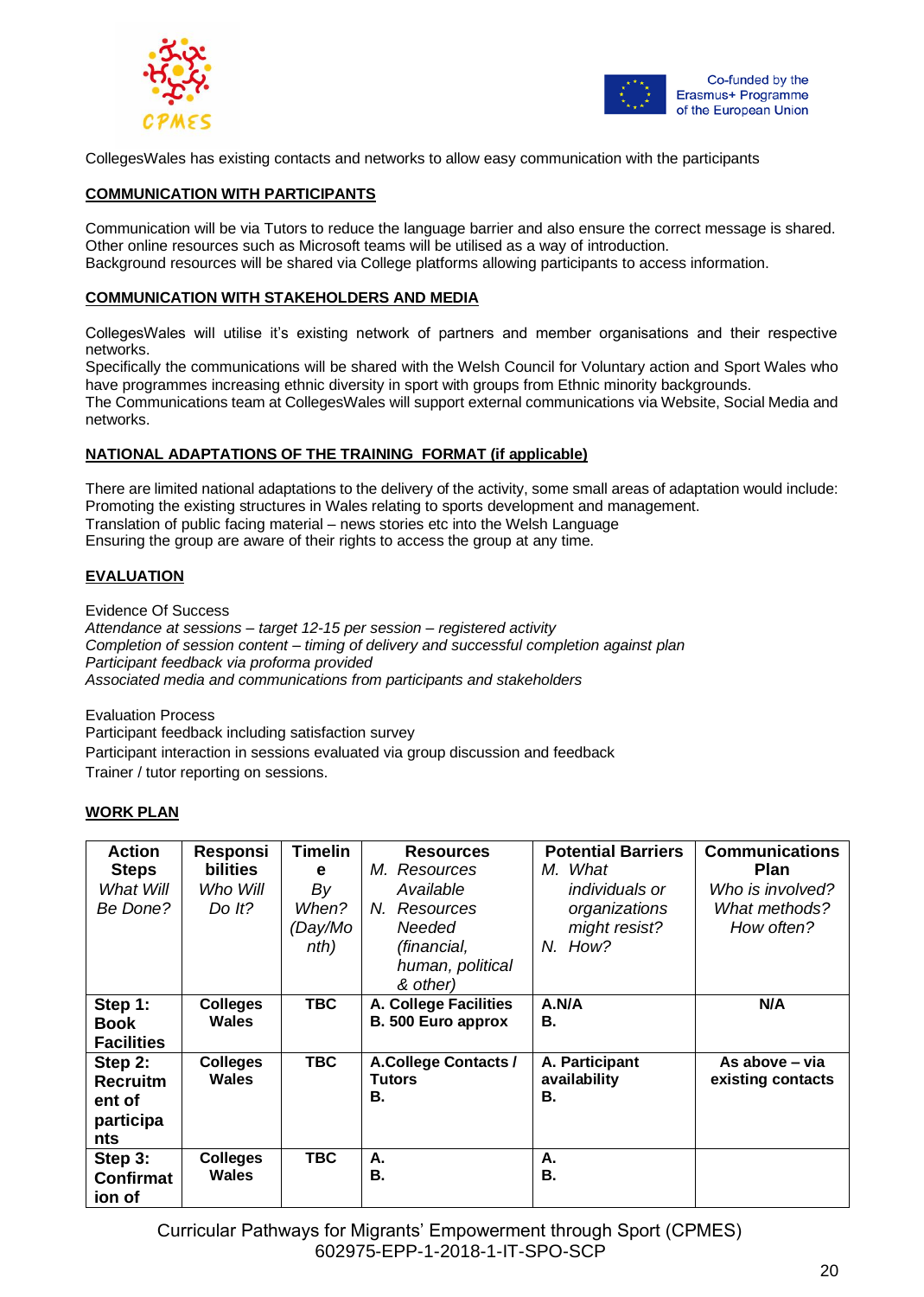CollegesWales has existing contacts and networks to allow easy communication with the participants

## COMMUNICATION WITH PARTICIPANTS

Communication will be via Tutors to reduce the language barrier and also ensure the correct message is shared. Other online resources such as Microsoft teams will be utilised as a way of introduction.
Background resources will be shared via College platforms allowing participants to access information.

## COMMUNICATION WITH STAKEHOLDERS AND MEDIA

CollegesWales will utilise it's existing network of partners and member organisations and their respective networks.
Specifically the communications will be shared with the Welsh Council for Voluntary action and Sport Wales who have programmes increasing ethnic diversity in sport with groups from Ethnic minority backgrounds.
The Communications team at CollegesWales will support external communications via Website, Social Media and networks.

## NATIONAL ADAPTATIONS OF THE TRAINING FORMAT (if applicable)

There are limited national adaptations to the delivery of the activity, some small areas of adaptation would include:
Promoting the existing structures in Wales relating to sports development and management.
Translation of public facing material – news stories etc into the Welsh Language
Ensuring the group are aware of their rights to access the group at any time.

## EVALUATION

Evidence Of Success
*Attendance at sessions – target 12-15 per session – registered activity*
*Completion of session content – timing of delivery and successful completion against plan*
*Participant feedback via proforma provided*
*Associated media and communications from participants and stakeholders*

Evaluation Process
Participant feedback including satisfaction survey
Participant interaction in sessions evaluated via group discussion and feedback
Trainer / tutor reporting on sessions.

## WORK PLAN

| **Action Steps** *What Will Be Done?* | **Responsibilities** *Who Will Do It?* | **Timeline** *By When? (Day/Month)* | **Resources** *M. Resources Available* *N. Resources Needed (financial, human, political & other)* | **Potential Barriers** *M. What individuals or organizations might resist?* *N. How?* | **Communications Plan** *Who is involved? What methods? How often?* |
|---|---|---|---|---|---|
| **Step 1: Book Facilities** | **Colleges Wales** | **TBC** | **A. College Facilities** **B. 500 Euro approx** | **A.N/A** **B.** | **N/A** |
| **Step 2: Recruitment of participants** | **Colleges Wales** | **TBC** | **A.College Contacts / Tutors** **B.** | **A. Participant availability** **B.** | **As above – via existing contacts** |
| **Step 3: Confirmation of** | **Colleges Wales** | **TBC** | **A.** **B.** | **A.** **B.** | |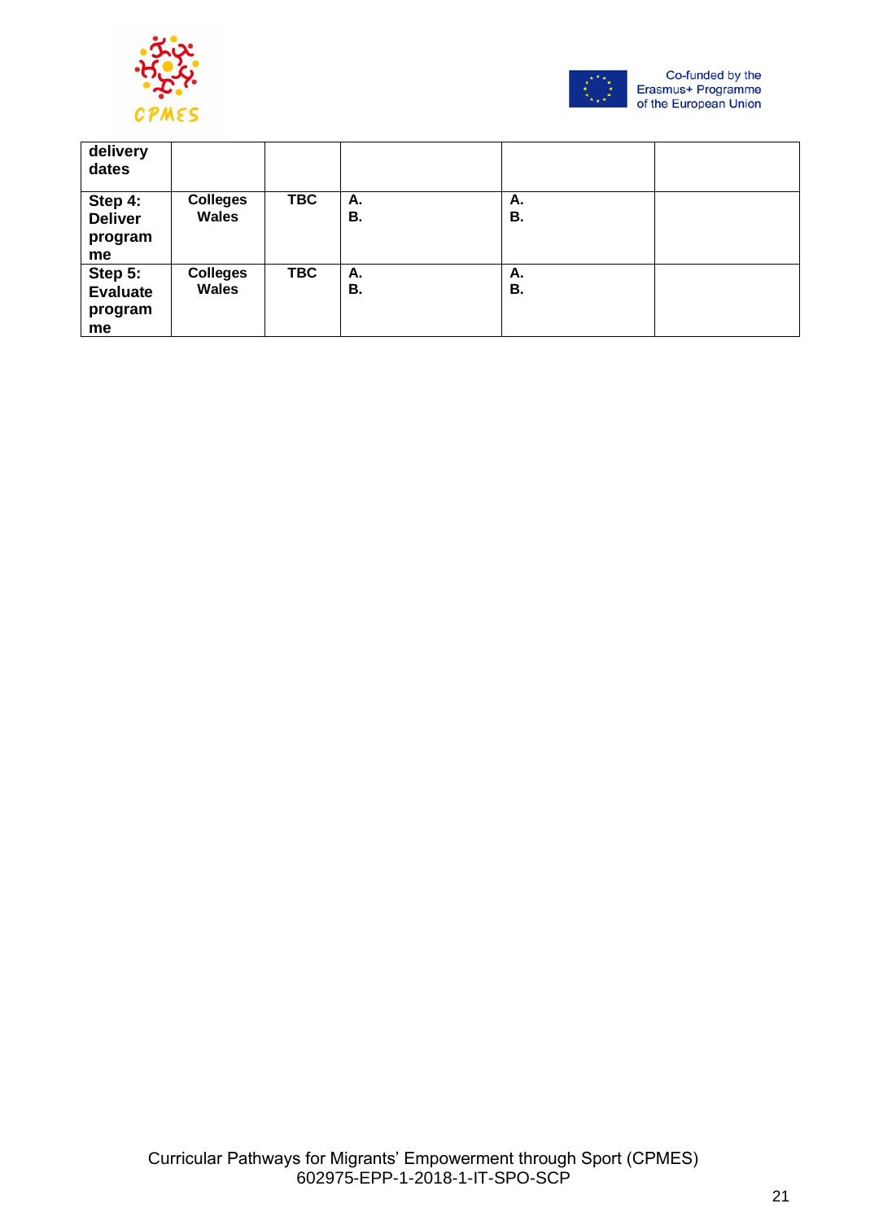| delivery dates | | | | | |
|---|---|---|---|---|---|
| **Step 4: Deliver programme** | **Colleges Wales** | **TBC** | **A.**<br>**B.** | **A.**<br>**B.** | |
| **Step 5: Evaluate programme** | **Colleges Wales** | **TBC** | **A.**<br>**B.** | **A.**<br>**B.** | |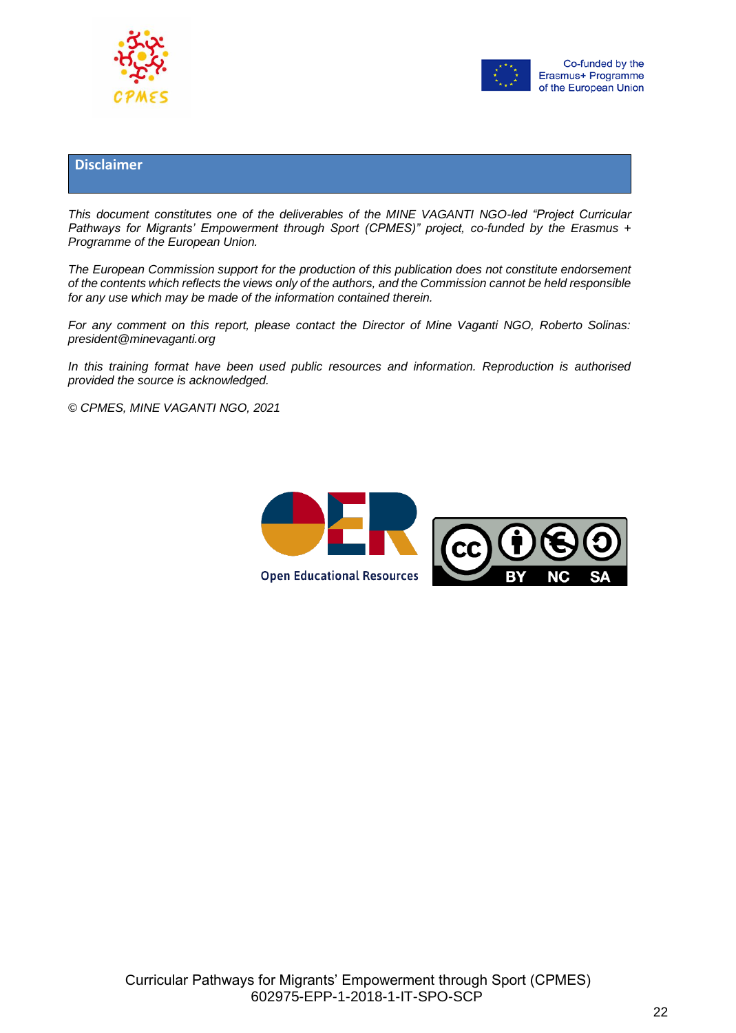Co-funded by the Erasmus+ Programme of the European Union

## Disclaimer

*This document constitutes one of the deliverables of the MINE VAGANTI NGO-led "Project Curricular Pathways for Migrants' Empowerment through Sport (CPMES)" project, co-funded by the Erasmus + Programme of the European Union.*

*The European Commission support for the production of this publication does not constitute endorsement of the contents which reflects the views only of the authors, and the Commission cannot be held responsible for any use which may be made of the information contained therein.*

*For any comment on this report, please contact the Director of Mine Vaganti NGO, Roberto Solinas: president@minevaganti.org*

*In this training format have been used public resources and information. Reproduction is authorised provided the source is acknowledged.*

*© CPMES, MINE VAGANTI NGO, 2021*

Open Educational Resources

BY NC SA

Curricular Pathways for Migrants' Empowerment through Sport (CPMES)
602975-EPP-1-2018-1-IT-SPO-SCP